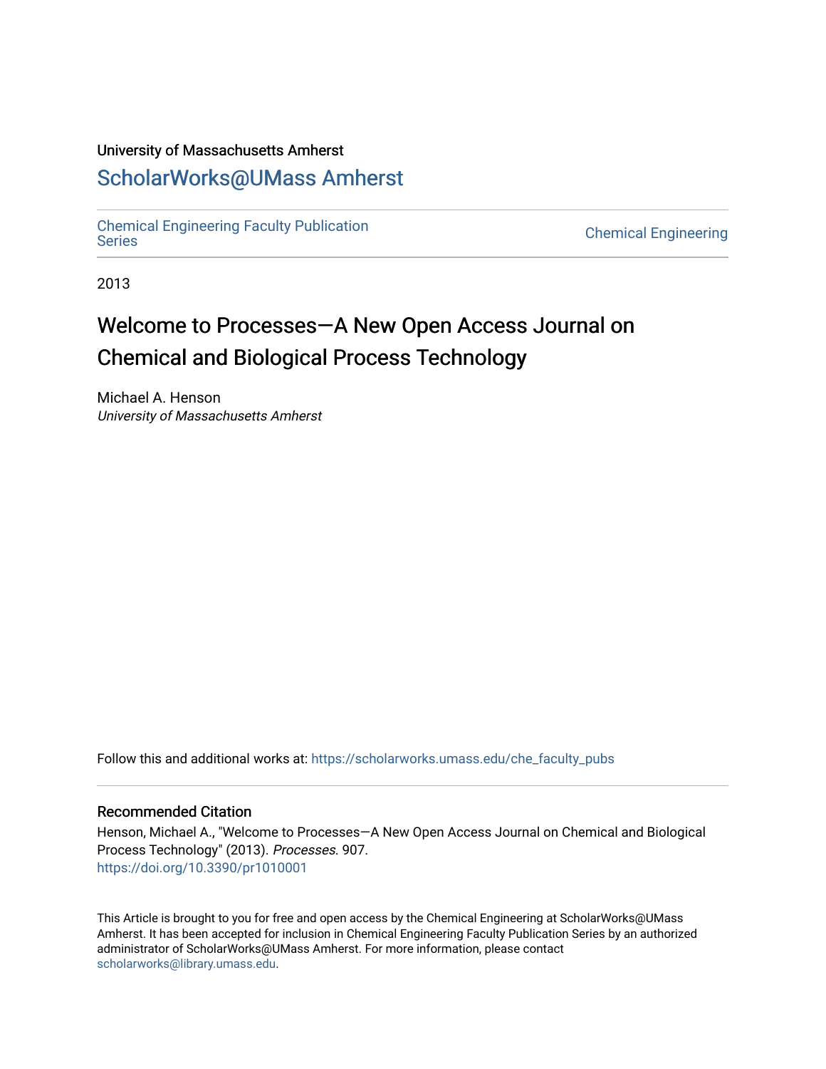University of Massachusetts Amherst

## ScholarWorks@UMass Amherst

Chemical Engineering Faculty Publication Series

Chemical Engineering

2013

# Welcome to Processes—A New Open Access Journal on Chemical and Biological Process Technology

Michael A. Henson
*University of Massachusetts Amherst*

Follow this and additional works at: https://scholarworks.umass.edu/che_faculty_pubs

### Recommended Citation

Henson, Michael A., "Welcome to Processes—A New Open Access Journal on Chemical and Biological Process Technology" (2013). *Processes*. 907.
https://doi.org/10.3390/pr1010001

This Article is brought to you for free and open access by the Chemical Engineering at ScholarWorks@UMass Amherst. It has been accepted for inclusion in Chemical Engineering Faculty Publication Series by an authorized administrator of ScholarWorks@UMass Amherst. For more information, please contact scholarworks@library.umass.edu.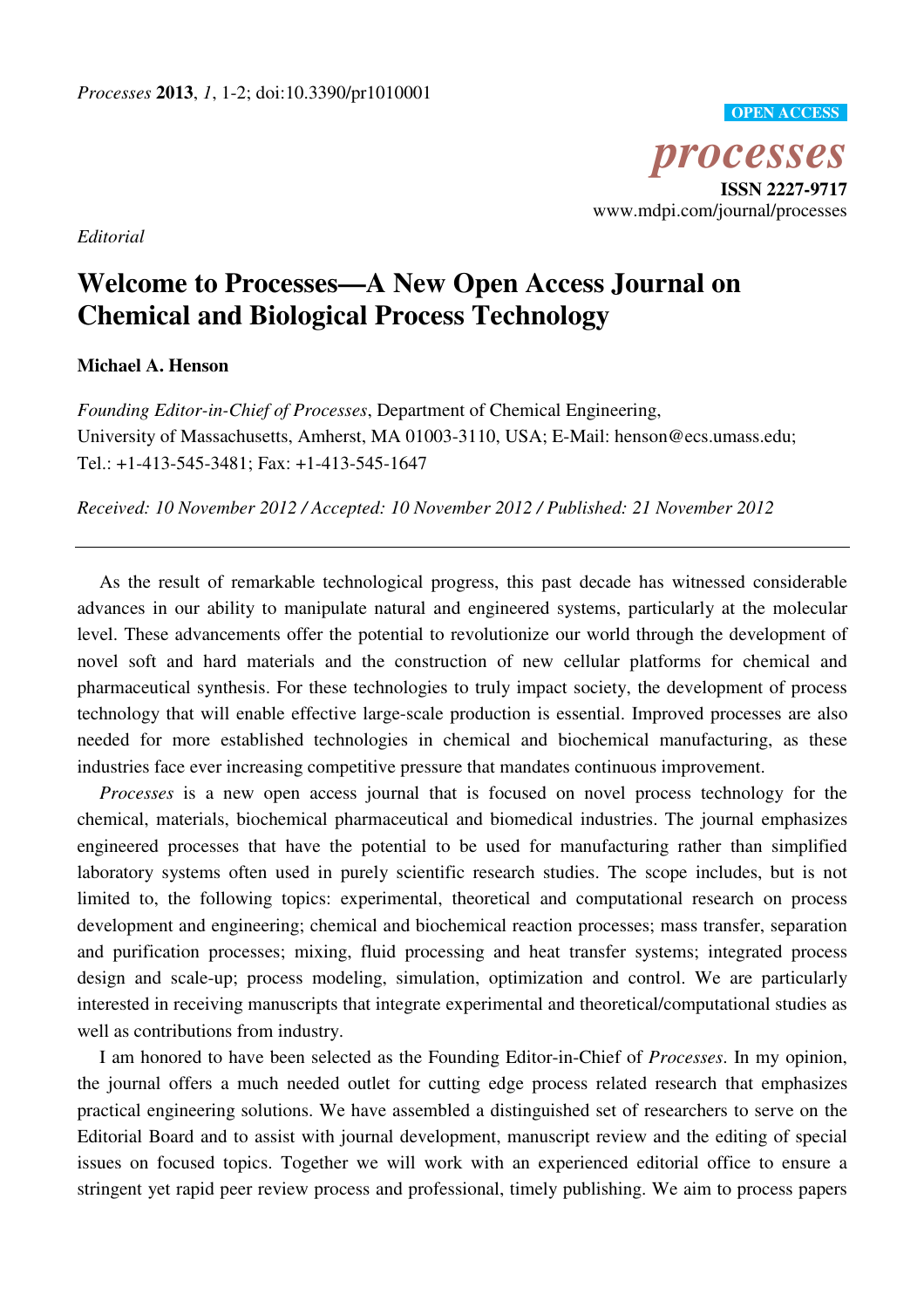*Processes* **2013**, *1*, 1-2; doi:10.3390/pr1010001

**OPEN ACCESS**

***processes***

**ISSN 2227-9717**

www.mdpi.com/journal/processes

*Editorial*

# Welcome to Processes—A New Open Access Journal on Chemical and Biological Process Technology

**Michael A. Henson**

*Founding Editor-in-Chief of Processes*, Department of Chemical Engineering, University of Massachusetts, Amherst, MA 01003-3110, USA; E-Mail: henson@ecs.umass.edu; Tel.: +1-413-545-3481; Fax: +1-413-545-1647

*Received: 10 November 2012 / Accepted: 10 November 2012 / Published: 21 November 2012*

---

As the result of remarkable technological progress, this past decade has witnessed considerable advances in our ability to manipulate natural and engineered systems, particularly at the molecular level. These advancements offer the potential to revolutionize our world through the development of novel soft and hard materials and the construction of new cellular platforms for chemical and pharmaceutical synthesis. For these technologies to truly impact society, the development of process technology that will enable effective large-scale production is essential. Improved processes are also needed for more established technologies in chemical and biochemical manufacturing, as these industries face ever increasing competitive pressure that mandates continuous improvement.

*Processes* is a new open access journal that is focused on novel process technology for the chemical, materials, biochemical pharmaceutical and biomedical industries. The journal emphasizes engineered processes that have the potential to be used for manufacturing rather than simplified laboratory systems often used in purely scientific research studies. The scope includes, but is not limited to, the following topics: experimental, theoretical and computational research on process development and engineering; chemical and biochemical reaction processes; mass transfer, separation and purification processes; mixing, fluid processing and heat transfer systems; integrated process design and scale-up; process modeling, simulation, optimization and control. We are particularly interested in receiving manuscripts that integrate experimental and theoretical/computational studies as well as contributions from industry.

I am honored to have been selected as the Founding Editor-in-Chief of *Processes*. In my opinion, the journal offers a much needed outlet for cutting edge process related research that emphasizes practical engineering solutions. We have assembled a distinguished set of researchers to serve on the Editorial Board and to assist with journal development, manuscript review and the editing of special issues on focused topics. Together we will work with an experienced editorial office to ensure a stringent yet rapid peer review process and professional, timely publishing. We aim to process papers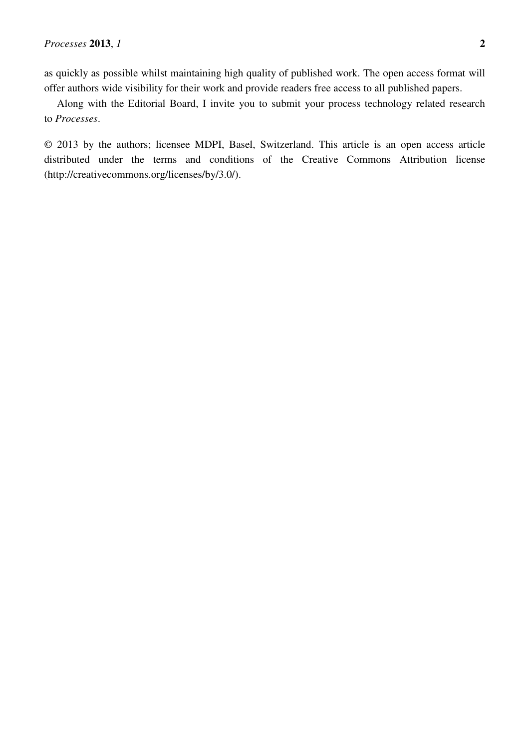as quickly as possible whilst maintaining high quality of published work. The open access format will offer authors wide visibility for their work and provide readers free access to all published papers.

Along with the Editorial Board, I invite you to submit your process technology related research to *Processes*.

© 2013 by the authors; licensee MDPI, Basel, Switzerland. This article is an open access article distributed under the terms and conditions of the Creative Commons Attribution license (http://creativecommons.org/licenses/by/3.0/).